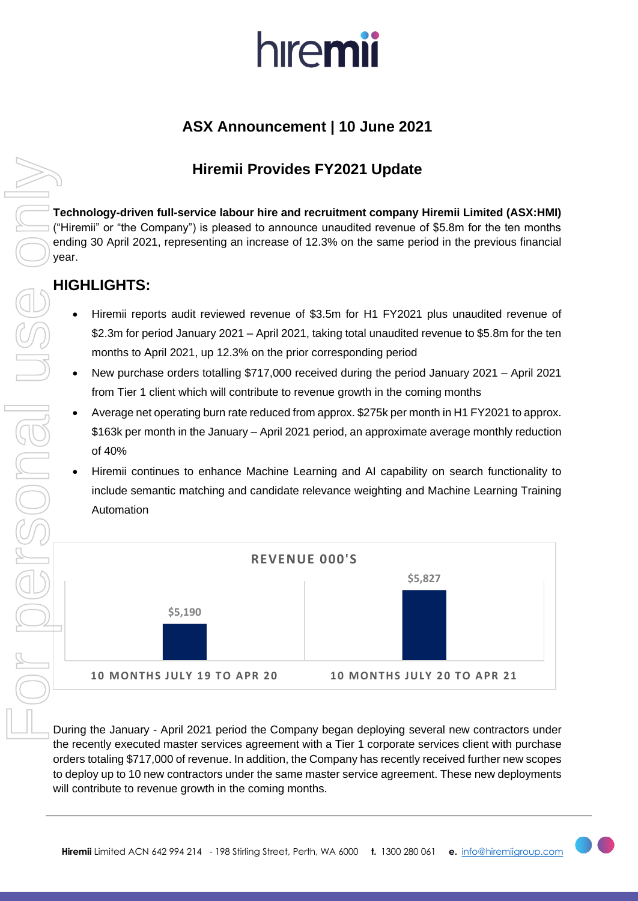# hiremii

## ASX Announcement | 10 June 2021

## Hiremii Provides FY2021 Update

**Technology-driven full-service labour hire and recruitment company Hiremii Limited (ASX:HMI)** ("Hiremii" or "the Company") is pleased to announce unaudited revenue of $5.8m for the ten months ending 30 April 2021, representing an increase of 12.3% on the same period in the previous financial year.

## HIGHLIGHTS:

- Hiremii reports audit reviewed revenue of $3.5m for H1 FY2021 plus unaudited revenue of $2.3m for period January 2021 – April 2021, taking total unaudited revenue to $5.8m for the ten months to April 2021, up 12.3% on the prior corresponding period
- New purchase orders totalling $717,000 received during the period January 2021 – April 2021 from Tier 1 client which will contribute to revenue growth in the coming months
- Average net operating burn rate reduced from approx. $275k per month in H1 FY2021 to approx. $163k per month in the January – April 2021 period, an approximate average monthly reduction of 40%
- Hiremii continues to enhance Machine Learning and AI capability on search functionality to include semantic matching and candidate relevance weighting and Machine Learning Training Automation

**REVENUE 000'S**

| Period | Revenue |
| --- | --- |
| 10 MONTHS JULY 19 TO APR 20 | $5,190 |
| 10 MONTHS JULY 20 TO APR 21 | $5,827 |

During the January - April 2021 period the Company began deploying several new contractors under the recently executed master services agreement with a Tier 1 corporate services client with purchase orders totaling $717,000 of revenue. In addition, the Company has recently received further new scopes to deploy up to 10 new contractors under the same master service agreement. These new deployments will contribute to revenue growth in the coming months.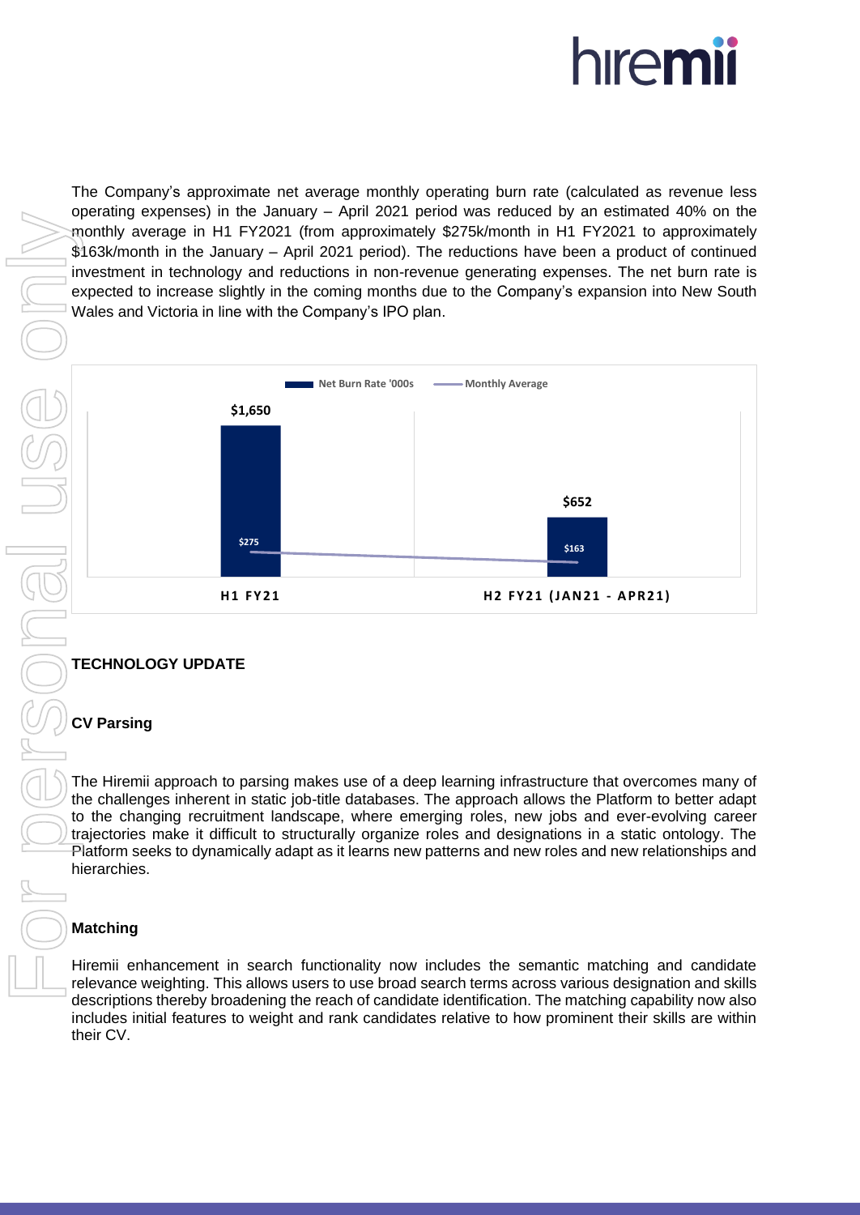The Company's approximate net average monthly operating burn rate (calculated as revenue less operating expenses) in the January – April 2021 period was reduced by an estimated 40% on the monthly average in H1 FY2021 (from approximately $275k/month in H1 FY2021 to approximately $163k/month in the January – April 2021 period). The reductions have been a product of continued investment in technology and reductions in non-revenue generating expenses. The net burn rate is expected to increase slightly in the coming months due to the Company's expansion into New South Wales and Victoria in line with the Company's IPO plan.

| | Net Burn Rate '000s | Monthly Average |
| --- | --- | --- |
| H1 FY21 | $1,650 | $275 |
| H2 FY21 (JAN21 - APR21) | $652 | $163 |

## TECHNOLOGY UPDATE

### CV Parsing

The Hiremii approach to parsing makes use of a deep learning infrastructure that overcomes many of the challenges inherent in static job-title databases. The approach allows the Platform to better adapt to the changing recruitment landscape, where emerging roles, new jobs and ever-evolving career trajectories make it difficult to structurally organize roles and designations in a static ontology. The Platform seeks to dynamically adapt as it learns new patterns and new roles and new relationships and hierarchies.

### Matching

Hiremii enhancement in search functionality now includes the semantic matching and candidate relevance weighting. This allows users to use broad search terms across various designation and skills descriptions thereby broadening the reach of candidate identification. The matching capability now also includes initial features to weight and rank candidates relative to how prominent their skills are within their CV.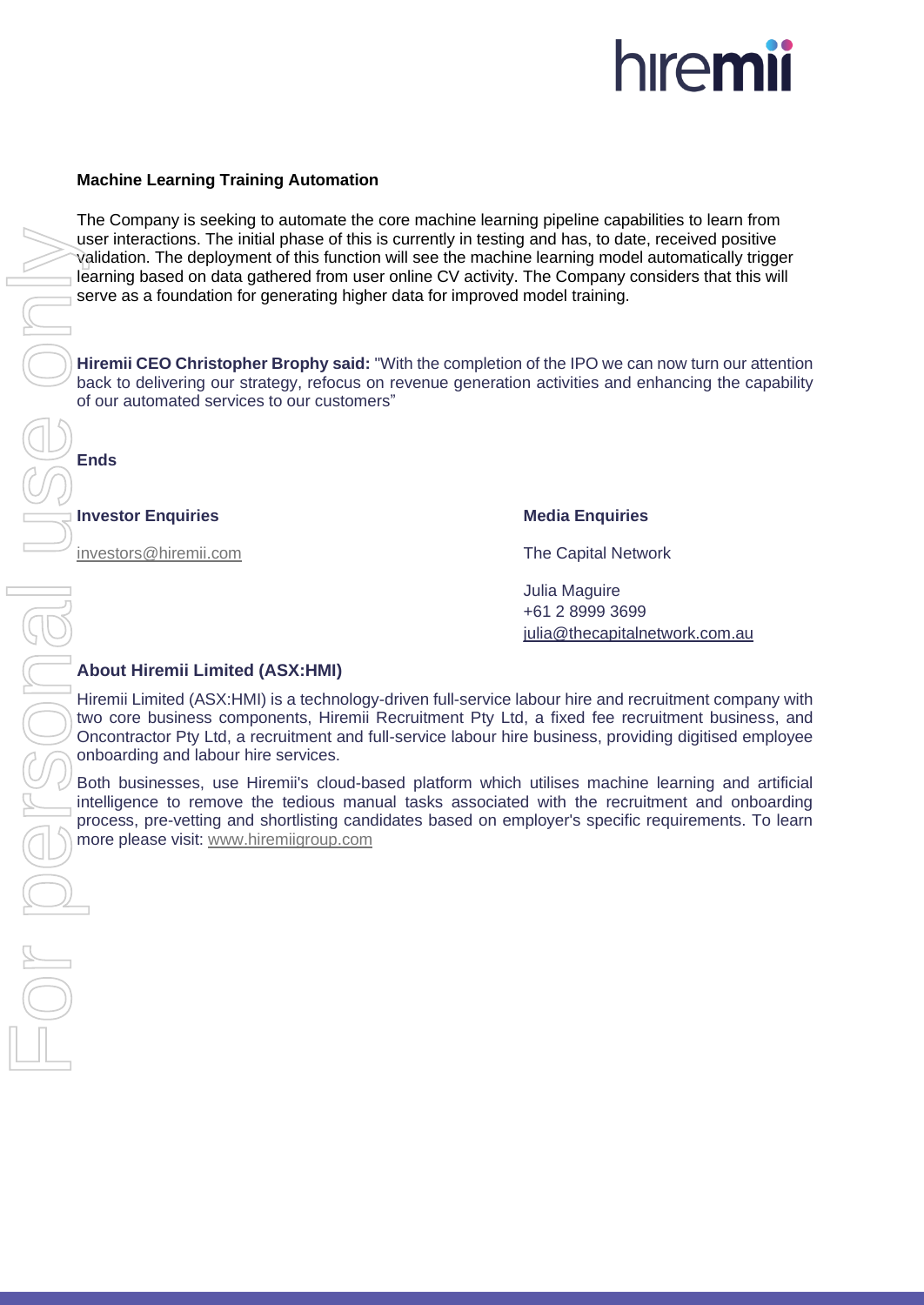**Machine Learning Training Automation**

The Company is seeking to automate the core machine learning pipeline capabilities to learn from user interactions. The initial phase of this is currently in testing and has, to date, received positive validation. The deployment of this function will see the machine learning model automatically trigger learning based on data gathered from user online CV activity. The Company considers that this will serve as a foundation for generating higher data for improved model training.

**Hiremii CEO Christopher Brophy said:** "With the completion of the IPO we can now turn our attention back to delivering our strategy, refocus on revenue generation activities and enhancing the capability of our automated services to our customers"

**Ends**

**Investor Enquiries**

investors@hiremii.com

**Media Enquiries**

The Capital Network

Julia Maguire
+61 2 8999 3699
julia@thecapitalnetwork.com.au

**About Hiremii Limited (ASX:HMI)**

Hiremii Limited (ASX:HMI) is a technology-driven full-service labour hire and recruitment company with two core business components, Hiremii Recruitment Pty Ltd, a fixed fee recruitment business, and Oncontractor Pty Ltd, a recruitment and full-service labour hire business, providing digitised employee onboarding and labour hire services.

Both businesses, use Hiremii's cloud-based platform which utilises machine learning and artificial intelligence to remove the tedious manual tasks associated with the recruitment and onboarding process, pre-vetting and shortlisting candidates based on employer's specific requirements. To learn more please visit: www.hiremiigroup.com